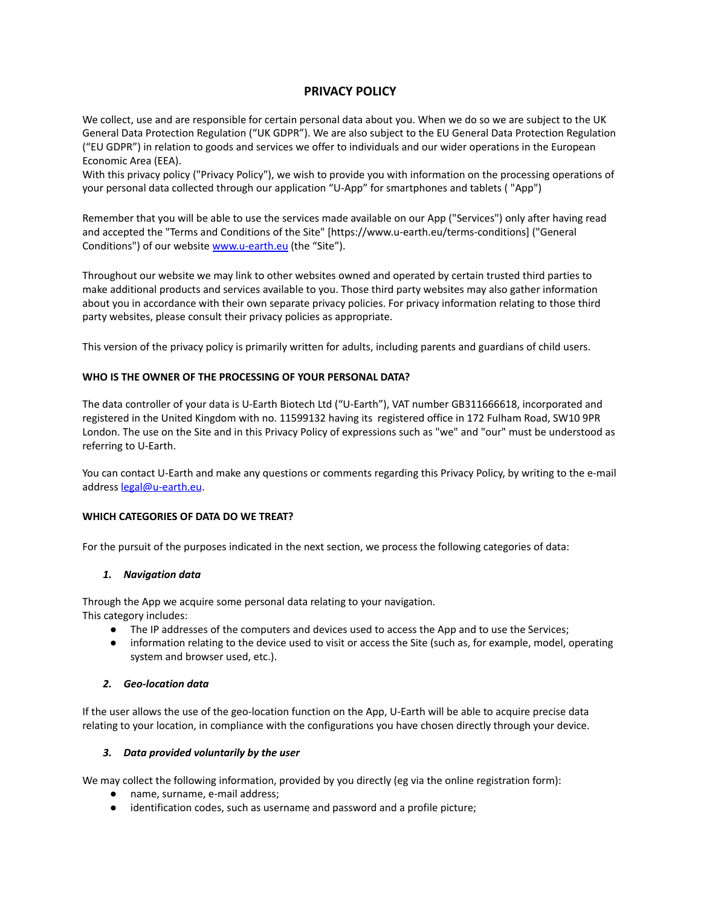# PRIVACY POLICY

We collect, use and are responsible for certain personal data about you. When we do so we are subject to the UK General Data Protection Regulation ("UK GDPR"). We are also subject to the EU General Data Protection Regulation ("EU GDPR") in relation to goods and services we offer to individuals and our wider operations in the European Economic Area (EEA).
With this privacy policy ("Privacy Policy"), we wish to provide you with information on the processing operations of your personal data collected through our application "U-App" for smartphones and tablets ( "App")

Remember that you will be able to use the services made available on our App ("Services") only after having read and accepted the "Terms and Conditions of the Site" [https://www.u-earth.eu/terms-conditions] ("General Conditions") of our website [www.u-earth.eu](http://www.u-earth.eu) (the "Site").

Throughout our website we may link to other websites owned and operated by certain trusted third parties to make additional products and services available to you. Those third party websites may also gather information about you in accordance with their own separate privacy policies. For privacy information relating to those third party websites, please consult their privacy policies as appropriate.

This version of the privacy policy is primarily written for adults, including parents and guardians of child users.

**WHO IS THE OWNER OF THE PROCESSING OF YOUR PERSONAL DATA?**

The data controller of your data is U-Earth Biotech Ltd ("U-Earth"), VAT number GB311666618, incorporated and registered in the United Kingdom with no. 11599132 having its registered office in 172 Fulham Road, SW10 9PR London. The use on the Site and in this Privacy Policy of expressions such as "we" and "our" must be understood as referring to U-Earth.

You can contact U-Earth and make any questions or comments regarding this Privacy Policy, by writing to the e-mail address [legal@u-earth.eu](mailto:legal@u-earth.eu).

**WHICH CATEGORIES OF DATA DO WE TREAT?**

For the pursuit of the purposes indicated in the next section, we process the following categories of data:

1. ***Navigation data***

Through the App we acquire some personal data relating to your navigation.
This category includes:

- The IP addresses of the computers and devices used to access the App and to use the Services;
- information relating to the device used to visit or access the Site (such as, for example, model, operating system and browser used, etc.).

2. ***Geo-location data***

If the user allows the use of the geo-location function on the App, U-Earth will be able to acquire precise data relating to your location, in compliance with the configurations you have chosen directly through your device.

3. ***Data provided voluntarily by the user***

We may collect the following information, provided by you directly (eg via the online registration form):

- name, surname, e-mail address;
- identification codes, such as username and password and a profile picture;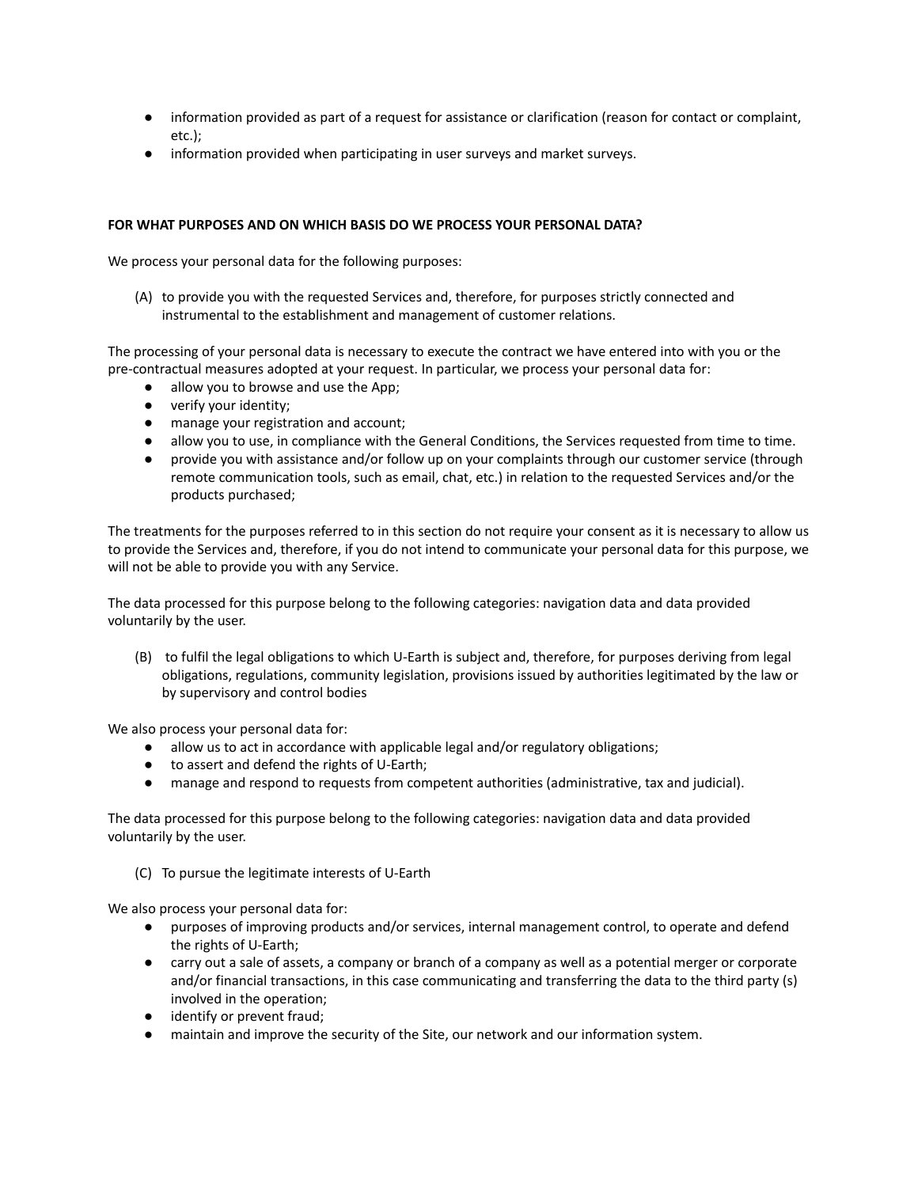- information provided as part of a request for assistance or clarification (reason for contact or complaint, etc.);
- information provided when participating in user surveys and market surveys.

**FOR WHAT PURPOSES AND ON WHICH BASIS DO WE PROCESS YOUR PERSONAL DATA?**

We process your personal data for the following purposes:

(A) to provide you with the requested Services and, therefore, for purposes strictly connected and instrumental to the establishment and management of customer relations.

The processing of your personal data is necessary to execute the contract we have entered into with you or the pre-contractual measures adopted at your request. In particular, we process your personal data for:

- allow you to browse and use the App;
- verify your identity;
- manage your registration and account;
- allow you to use, in compliance with the General Conditions, the Services requested from time to time.
- provide you with assistance and/or follow up on your complaints through our customer service (through remote communication tools, such as email, chat, etc.) in relation to the requested Services and/or the products purchased;

The treatments for the purposes referred to in this section do not require your consent as it is necessary to allow us to provide the Services and, therefore, if you do not intend to communicate your personal data for this purpose, we will not be able to provide you with any Service.

The data processed for this purpose belong to the following categories: navigation data and data provided voluntarily by the user.

(B) to fulfil the legal obligations to which U-Earth is subject and, therefore, for purposes deriving from legal obligations, regulations, community legislation, provisions issued by authorities legitimated by the law or by supervisory and control bodies

We also process your personal data for:

- allow us to act in accordance with applicable legal and/or regulatory obligations;
- to assert and defend the rights of U-Earth;
- manage and respond to requests from competent authorities (administrative, tax and judicial).

The data processed for this purpose belong to the following categories: navigation data and data provided voluntarily by the user.

(C) To pursue the legitimate interests of U-Earth

We also process your personal data for:

- purposes of improving products and/or services, internal management control, to operate and defend the rights of U-Earth;
- carry out a sale of assets, a company or branch of a company as well as a potential merger or corporate and/or financial transactions, in this case communicating and transferring the data to the third party (s) involved in the operation;
- identify or prevent fraud;
- maintain and improve the security of the Site, our network and our information system.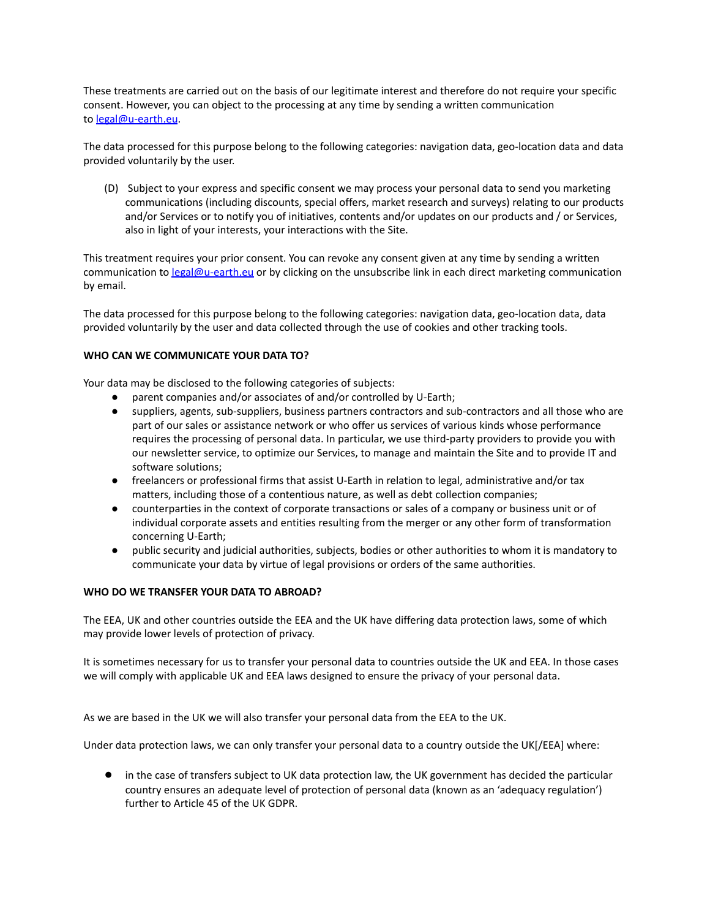These treatments are carried out on the basis of our legitimate interest and therefore do not require your specific consent. However, you can object to the processing at any time by sending a written communication to legal@u-earth.eu.

The data processed for this purpose belong to the following categories: navigation data, geo-location data and data provided voluntarily by the user.

(D) Subject to your express and specific consent we may process your personal data to send you marketing communications (including discounts, special offers, market research and surveys) relating to our products and/or Services or to notify you of initiatives, contents and/or updates on our products and / or Services, also in light of your interests, your interactions with the Site.

This treatment requires your prior consent. You can revoke any consent given at any time by sending a written communication to legal@u-earth.eu or by clicking on the unsubscribe link in each direct marketing communication by email.

The data processed for this purpose belong to the following categories: navigation data, geo-location data, data provided voluntarily by the user and data collected through the use of cookies and other tracking tools.

**WHO CAN WE COMMUNICATE YOUR DATA TO?**

Your data may be disclosed to the following categories of subjects:

- parent companies and/or associates of and/or controlled by U-Earth;
- suppliers, agents, sub-suppliers, business partners contractors and sub-contractors and all those who are part of our sales or assistance network or who offer us services of various kinds whose performance requires the processing of personal data. In particular, we use third-party providers to provide you with our newsletter service, to optimize our Services, to manage and maintain the Site and to provide IT and software solutions;
- freelancers or professional firms that assist U-Earth in relation to legal, administrative and/or tax matters, including those of a contentious nature, as well as debt collection companies;
- counterparties in the context of corporate transactions or sales of a company or business unit or of individual corporate assets and entities resulting from the merger or any other form of transformation concerning U-Earth;
- public security and judicial authorities, subjects, bodies or other authorities to whom it is mandatory to communicate your data by virtue of legal provisions or orders of the same authorities.

**WHO DO WE TRANSFER YOUR DATA TO ABROAD?**

The EEA, UK and other countries outside the EEA and the UK have differing data protection laws, some of which may provide lower levels of protection of privacy.

It is sometimes necessary for us to transfer your personal data to countries outside the UK and EEA. In those cases we will comply with applicable UK and EEA laws designed to ensure the privacy of your personal data.

As we are based in the UK we will also transfer your personal data from the EEA to the UK.

Under data protection laws, we can only transfer your personal data to a country outside the UK[/EEA] where:

- in the case of transfers subject to UK data protection law, the UK government has decided the particular country ensures an adequate level of protection of personal data (known as an 'adequacy regulation') further to Article 45 of the UK GDPR.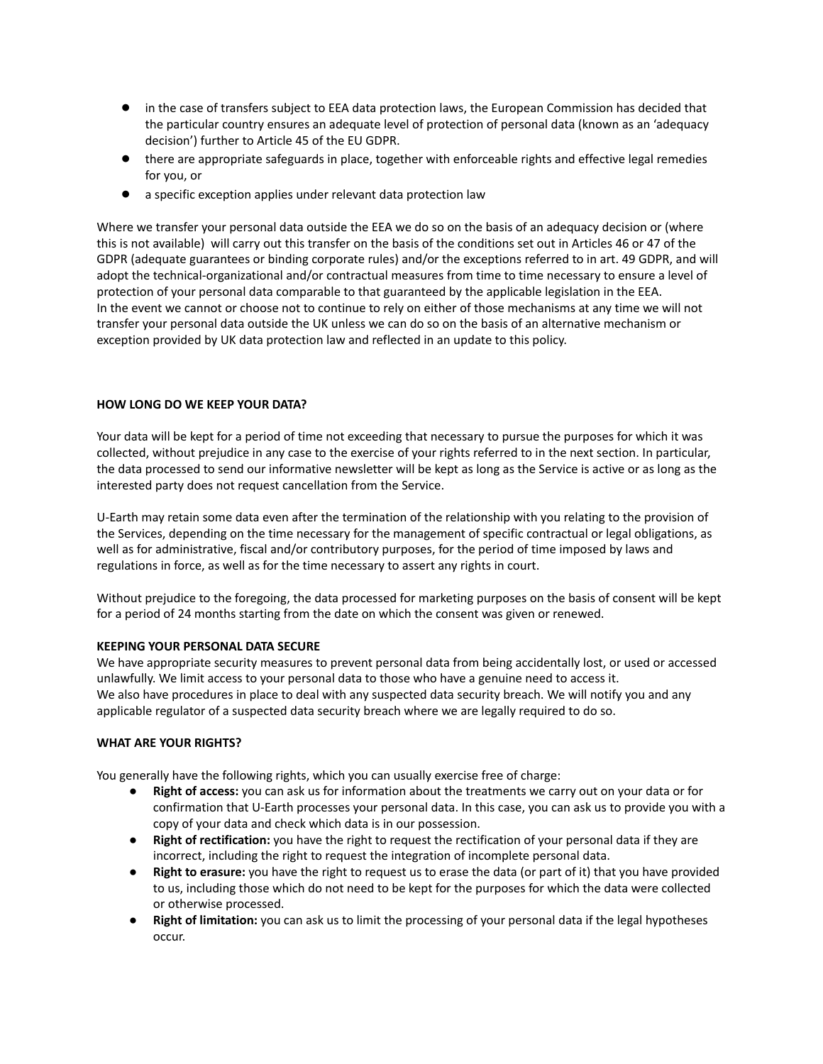- in the case of transfers subject to EEA data protection laws, the European Commission has decided that the particular country ensures an adequate level of protection of personal data (known as an 'adequacy decision') further to Article 45 of the EU GDPR.
- there are appropriate safeguards in place, together with enforceable rights and effective legal remedies for you, or
- a specific exception applies under relevant data protection law

Where we transfer your personal data outside the EEA we do so on the basis of an adequacy decision or (where this is not available) will carry out this transfer on the basis of the conditions set out in Articles 46 or 47 of the GDPR (adequate guarantees or binding corporate rules) and/or the exceptions referred to in art. 49 GDPR, and will adopt the technical-organizational and/or contractual measures from time to time necessary to ensure a level of protection of your personal data comparable to that guaranteed by the applicable legislation in the EEA.
In the event we cannot or choose not to continue to rely on either of those mechanisms at any time we will not transfer your personal data outside the UK unless we can do so on the basis of an alternative mechanism or exception provided by UK data protection law and reflected in an update to this policy.

**HOW LONG DO WE KEEP YOUR DATA?**

Your data will be kept for a period of time not exceeding that necessary to pursue the purposes for which it was collected, without prejudice in any case to the exercise of your rights referred to in the next section. In particular, the data processed to send our informative newsletter will be kept as long as the Service is active or as long as the interested party does not request cancellation from the Service.

U-Earth may retain some data even after the termination of the relationship with you relating to the provision of the Services, depending on the time necessary for the management of specific contractual or legal obligations, as well as for administrative, fiscal and/or contributory purposes, for the period of time imposed by laws and regulations in force, as well as for the time necessary to assert any rights in court.

Without prejudice to the foregoing, the data processed for marketing purposes on the basis of consent will be kept for a period of 24 months starting from the date on which the consent was given or renewed.

**KEEPING YOUR PERSONAL DATA SECURE**

We have appropriate security measures to prevent personal data from being accidentally lost, or used or accessed unlawfully. We limit access to your personal data to those who have a genuine need to access it.
We also have procedures in place to deal with any suspected data security breach. We will notify you and any applicable regulator of a suspected data security breach where we are legally required to do so.

**WHAT ARE YOUR RIGHTS?**

You generally have the following rights, which you can usually exercise free of charge:

- **Right of access:** you can ask us for information about the treatments we carry out on your data or for confirmation that U-Earth processes your personal data. In this case, you can ask us to provide you with a copy of your data and check which data is in our possession.
- **Right of rectification:** you have the right to request the rectification of your personal data if they are incorrect, including the right to request the integration of incomplete personal data.
- **Right to erasure:** you have the right to request us to erase the data (or part of it) that you have provided to us, including those which do not need to be kept for the purposes for which the data were collected or otherwise processed.
- **Right of limitation:** you can ask us to limit the processing of your personal data if the legal hypotheses occur.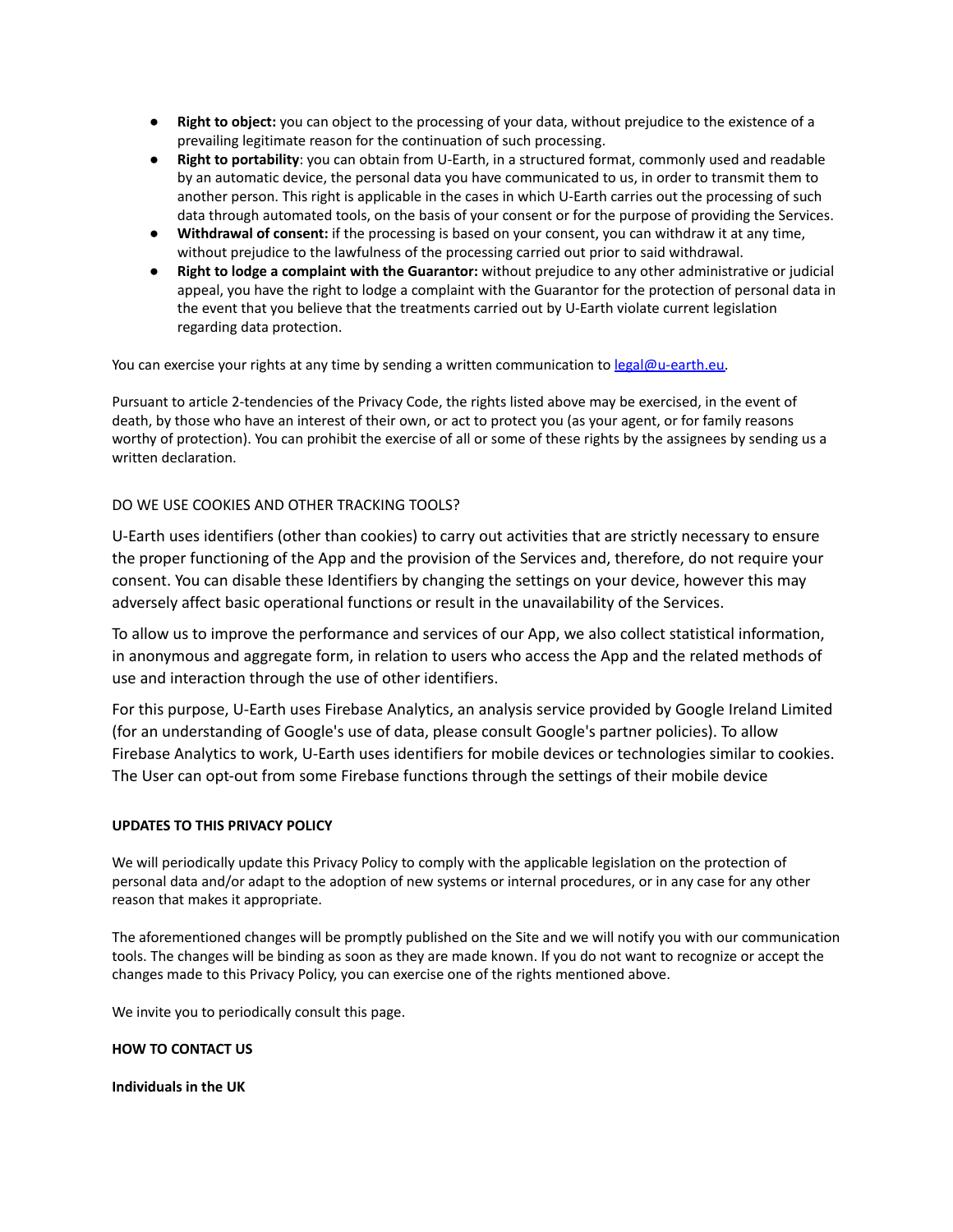- **Right to object:** you can object to the processing of your data, without prejudice to the existence of a prevailing legitimate reason for the continuation of such processing.
- **Right to portability**: you can obtain from U-Earth, in a structured format, commonly used and readable by an automatic device, the personal data you have communicated to us, in order to transmit them to another person. This right is applicable in the cases in which U-Earth carries out the processing of such data through automated tools, on the basis of your consent or for the purpose of providing the Services.
- **Withdrawal of consent:** if the processing is based on your consent, you can withdraw it at any time, without prejudice to the lawfulness of the processing carried out prior to said withdrawal.
- **Right to lodge a complaint with the Guarantor:** without prejudice to any other administrative or judicial appeal, you have the right to lodge a complaint with the Guarantor for the protection of personal data in the event that you believe that the treatments carried out by U-Earth violate current legislation regarding data protection.

You can exercise your rights at any time by sending a written communication to [legal@u-earth.eu](mailto:legal@u-earth.eu).

Pursuant to article 2-tendencies of the Privacy Code, the rights listed above may be exercised, in the event of death, by those who have an interest of their own, or act to protect you (as your agent, or for family reasons worthy of protection). You can prohibit the exercise of all or some of these rights by the assignees by sending us a written declaration.

DO WE USE COOKIES AND OTHER TRACKING TOOLS?

U-Earth uses identifiers (other than cookies) to carry out activities that are strictly necessary to ensure the proper functioning of the App and the provision of the Services and, therefore, do not require your consent. You can disable these Identifiers by changing the settings on your device, however this may adversely affect basic operational functions or result in the unavailability of the Services.

To allow us to improve the performance and services of our App, we also collect statistical information, in anonymous and aggregate form, in relation to users who access the App and the related methods of use and interaction through the use of other identifiers.

For this purpose, U-Earth uses Firebase Analytics, an analysis service provided by Google Ireland Limited (for an understanding of Google's use of data, please consult Google's partner policies). To allow Firebase Analytics to work, U-Earth uses identifiers for mobile devices or technologies similar to cookies. The User can opt-out from some Firebase functions through the settings of their mobile device

**UPDATES TO THIS PRIVACY POLICY**

We will periodically update this Privacy Policy to comply with the applicable legislation on the protection of personal data and/or adapt to the adoption of new systems or internal procedures, or in any case for any other reason that makes it appropriate.

The aforementioned changes will be promptly published on the Site and we will notify you with our communication tools. The changes will be binding as soon as they are made known. If you do not want to recognize or accept the changes made to this Privacy Policy, you can exercise one of the rights mentioned above.

We invite you to periodically consult this page.

**HOW TO CONTACT US**

**Individuals in the UK**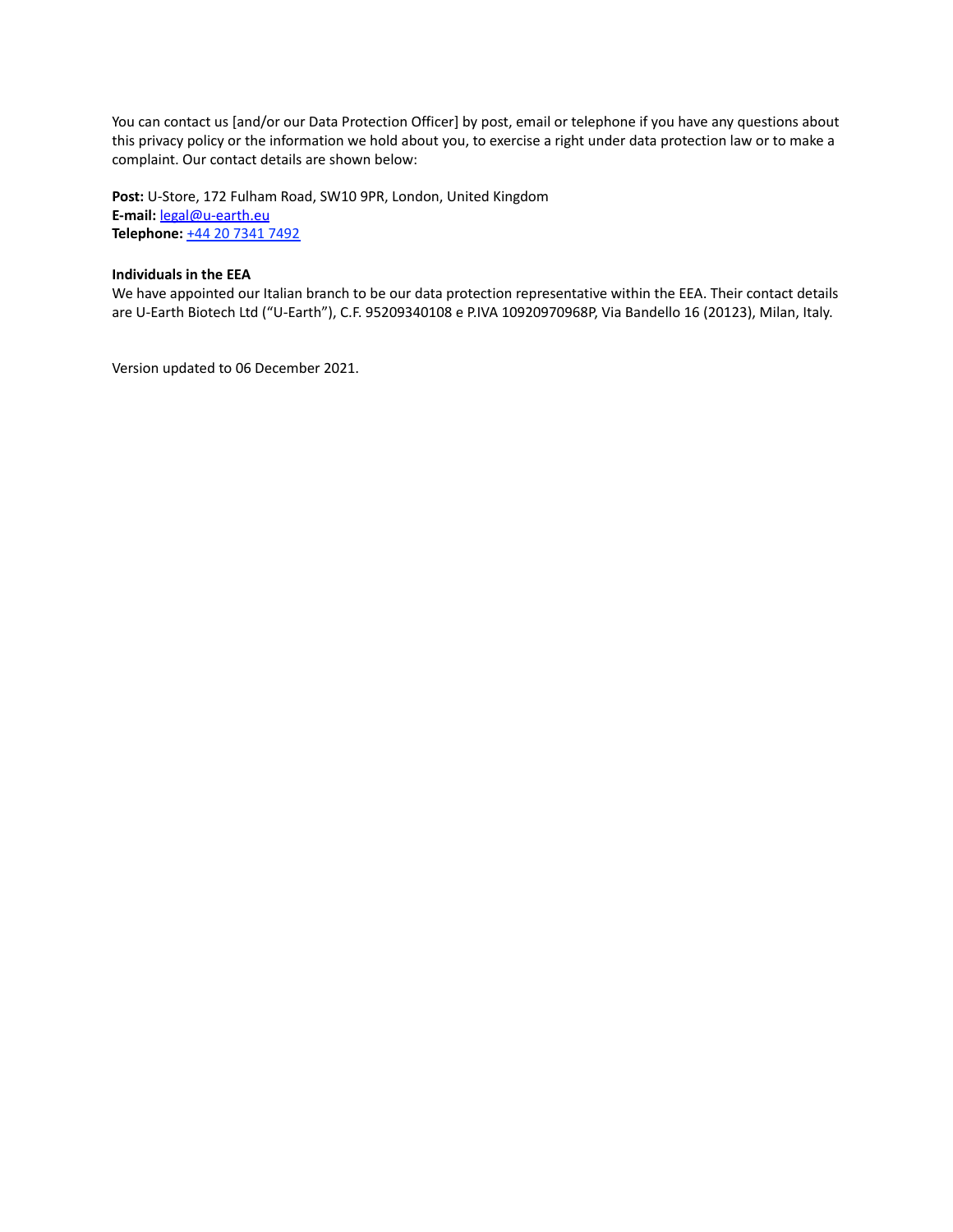You can contact us [and/or our Data Protection Officer] by post, email or telephone if you have any questions about this privacy policy or the information we hold about you, to exercise a right under data protection law or to make a complaint. Our contact details are shown below:

**Post:** U-Store, 172 Fulham Road, SW10 9PR, London, United Kingdom
**E-mail:** legal@u-earth.eu
**Telephone:** +44 20 7341 7492

**Individuals in the EEA**
We have appointed our Italian branch to be our data protection representative within the EEA. Their contact details are U-Earth Biotech Ltd ("U-Earth"), C.F. 95209340108 e P.IVA 10920970968P, Via Bandello 16 (20123), Milan, Italy.

Version updated to 06 December 2021.